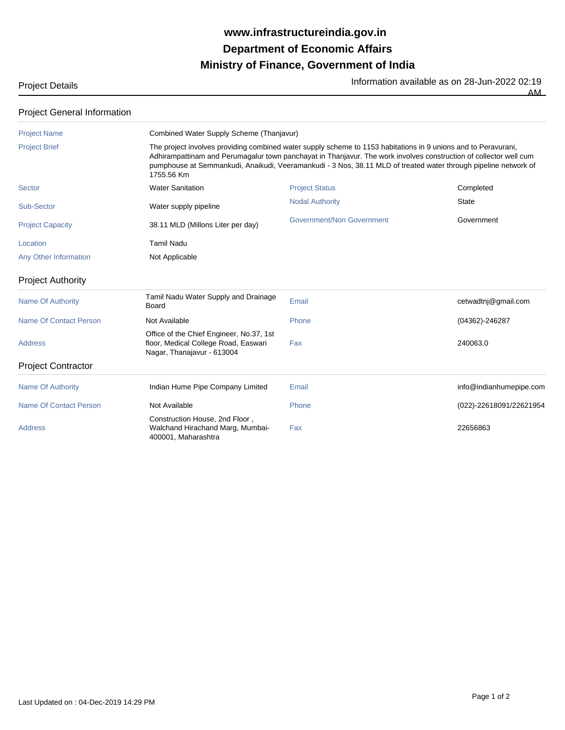# www.infrastructureindia.gov.in
# Department of Economic Affairs
# Ministry of Finance, Government of India

Project Details

Information available as on 28-Jun-2022 02:19 AM

## Project General Information

| | | | |
|---|---|---|---|
| Project Name | Combined Water Supply Scheme (Thanjavur) | | |
| Project Brief | The project involves providing combined water supply scheme to 1153 habitations in 9 unions and to Peravurani, Adhirampattinam and Perumagalur town panchayat in Thanjavur. The work involves construction of collector well cum pumphouse at Semmankudi, Anaikudi, Veeramankudi - 3 Nos, 38.11 MLD of treated water through pipeline network of 1755.56 Km | | |
| Sector | Water Sanitation | Project Status | Completed |
| Sub-Sector | Water supply pipeline | Nodal Authority | State |
| Project Capacity | 38.11 MLD (Millons Liter per day) | Government/Non Government | Government |
| Location | Tamil Nadu | | |
| Any Other Information | Not Applicable | | |

## Project Authority

| | | | |
|---|---|---|---|
| Name Of Authority | Tamil Nadu Water Supply and Drainage Board | Email | cetwadtnj@gmail.com |
| Name Of Contact Person | Not Available | Phone | (04362)-246287 |
| Address | Office of the Chief Engineer, No.37, 1st floor, Medical College Road, Easwari Nagar, Thanajavur - 613004 | Fax | 240063.0 |

## Project Contractor

| | | | |
|---|---|---|---|
| Name Of Authority | Indian Hume Pipe Company Limited | Email | info@indianhumepipe.com |
| Name Of Contact Person | Not Available | Phone | (022)-22618091/22621954 |
| Address | Construction House, 2nd Floor , Walchand Hirachand Marg, Mumbai-400001, Maharashtra | Fax | 22656863 |

Last Updated on : 04-Dec-2019 14:29 PM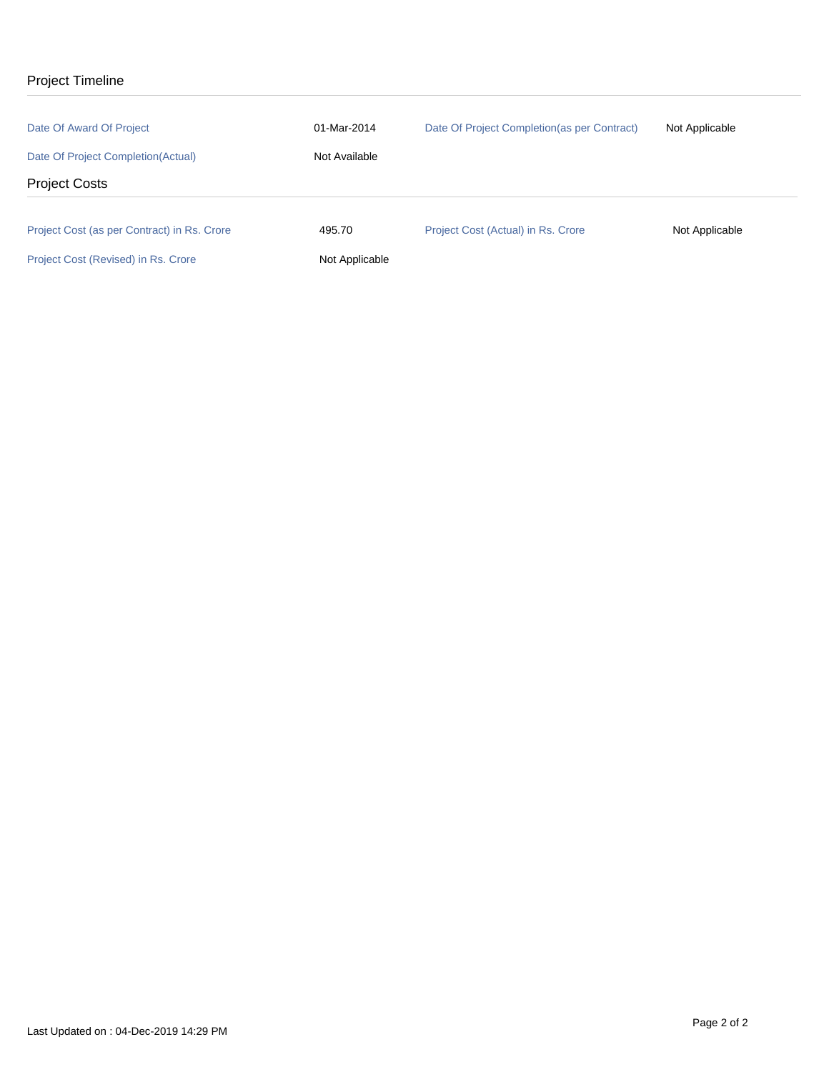## Project Timeline

| | | | |
|---|---|---|---|
| Date Of Award Of Project | 01-Mar-2014 | Date Of Project Completion(as per Contract) | Not Applicable |
| Date Of Project Completion(Actual) | Not Available | | |

## Project Costs

| | | | |
|---|---|---|---|
| Project Cost (as per Contract) in Rs. Crore | 495.70 | Project Cost (Actual) in Rs. Crore | Not Applicable |
| Project Cost (Revised) in Rs. Crore | Not Applicable | | |

Last Updated on : 04-Dec-2019 14:29 PM